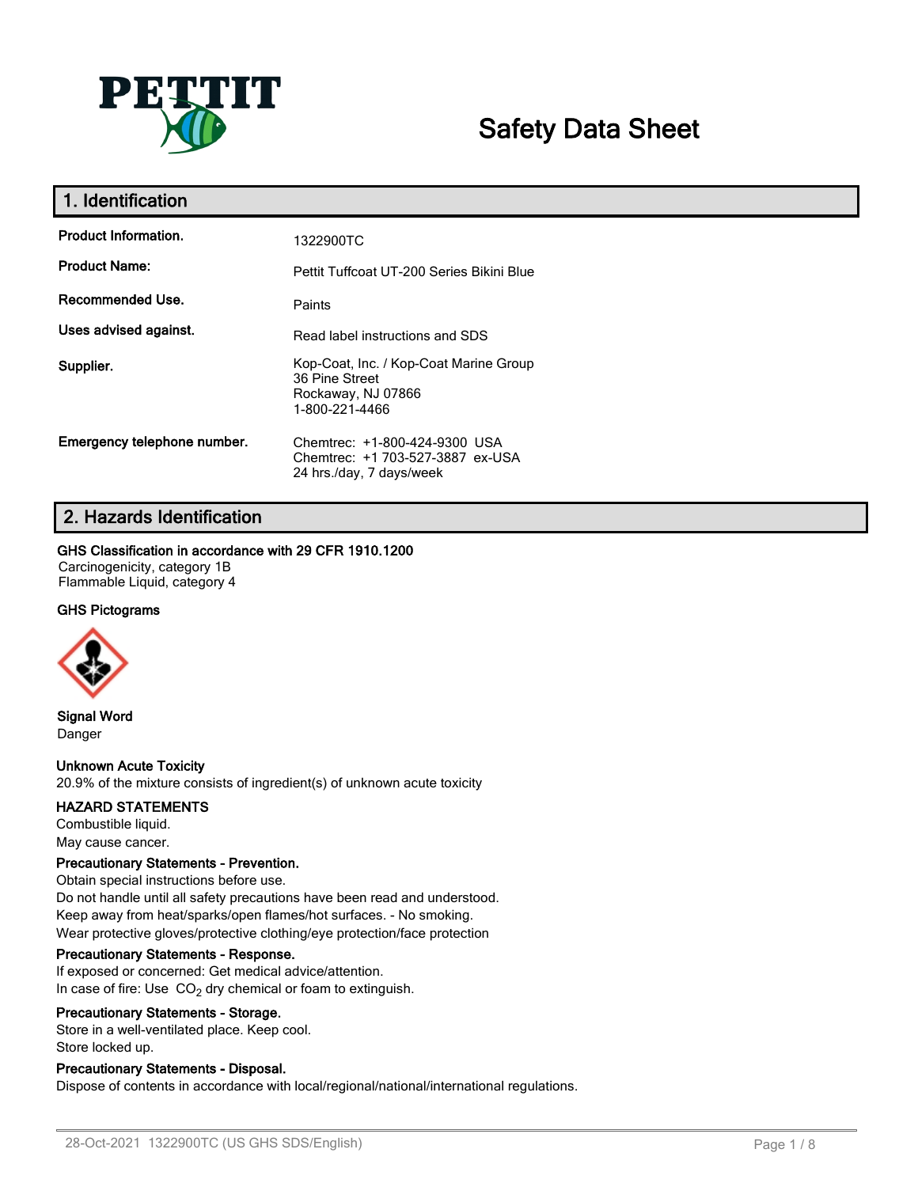# Safety Data Sheet

## 1. Identification

| | |
|---|---|
| **Product Information.** | 1322900TC |
| **Product Name:** | Pettit Tuffcoat UT-200 Series Bikini Blue |
| **Recommended Use.** | Paints |
| **Uses advised against.** | Read label instructions and SDS |
| **Supplier.** | Kop-Coat, Inc. / Kop-Coat Marine Group<br>36 Pine Street<br>Rockaway, NJ 07866<br>1-800-221-4466 |
| **Emergency telephone number.** | Chemtrec: +1-800-424-9300 USA<br>Chemtrec: +1 703-527-3887 ex-USA<br>24 hrs./day, 7 days/week |

## 2. Hazards Identification

**GHS Classification in accordance with 29 CFR 1910.1200**

Carcinogenicity, category 1B
Flammable Liquid, category 4

**GHS Pictograms**

**Signal Word**

Danger

**Unknown Acute Toxicity**

20.9% of the mixture consists of ingredient(s) of unknown acute toxicity

**HAZARD STATEMENTS**

Combustible liquid.
May cause cancer.

**Precautionary Statements - Prevention.**

Obtain special instructions before use.
Do not handle until all safety precautions have been read and understood.
Keep away from heat/sparks/open flames/hot surfaces. - No smoking.
Wear protective gloves/protective clothing/eye protection/face protection

**Precautionary Statements - Response.**

If exposed or concerned: Get medical advice/attention.
In case of fire: Use $CO_2$ dry chemical or foam to extinguish.

**Precautionary Statements - Storage.**

Store in a well-ventilated place. Keep cool.
Store locked up.

**Precautionary Statements - Disposal.**

Dispose of contents in accordance with local/regional/national/international regulations.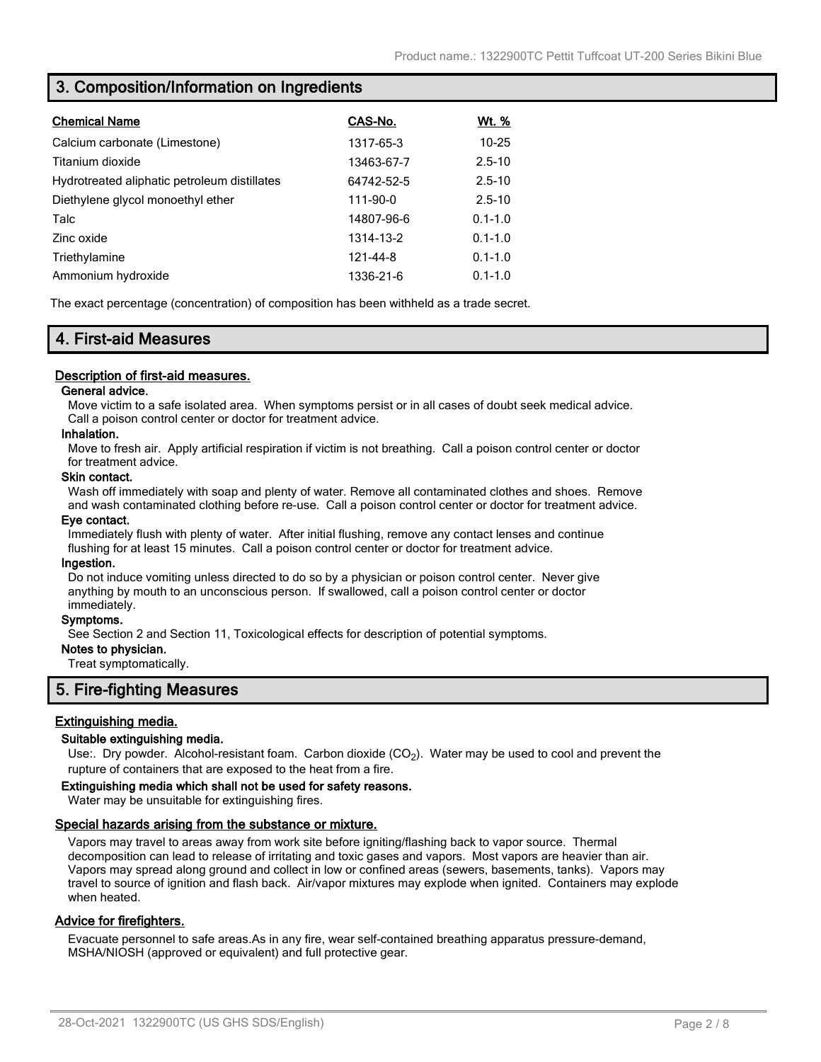## 3. Composition/Information on Ingredients

| Chemical Name | CAS-No. | Wt. % |
|---|---|---|
| Calcium carbonate (Limestone) | 1317-65-3 | 10-25 |
| Titanium dioxide | 13463-67-7 | 2.5-10 |
| Hydrotreated aliphatic petroleum distillates | 64742-52-5 | 2.5-10 |
| Diethylene glycol monoethyl ether | 111-90-0 | 2.5-10 |
| Talc | 14807-96-6 | 0.1-1.0 |
| Zinc oxide | 1314-13-2 | 0.1-1.0 |
| Triethylamine | 121-44-8 | 0.1-1.0 |
| Ammonium hydroxide | 1336-21-6 | 0.1-1.0 |

The exact percentage (concentration) of composition has been withheld as a trade secret.

## 4. First-aid Measures

### Description of first-aid measures.

**General advice.**

Move victim to a safe isolated area. When symptoms persist or in all cases of doubt seek medical advice. Call a poison control center or doctor for treatment advice.

**Inhalation.**

Move to fresh air. Apply artificial respiration if victim is not breathing. Call a poison control center or doctor for treatment advice.

**Skin contact.**

Wash off immediately with soap and plenty of water. Remove all contaminated clothes and shoes. Remove and wash contaminated clothing before re-use. Call a poison control center or doctor for treatment advice.

**Eye contact.**

Immediately flush with plenty of water. After initial flushing, remove any contact lenses and continue flushing for at least 15 minutes. Call a poison control center or doctor for treatment advice.

**Ingestion.**

Do not induce vomiting unless directed to do so by a physician or poison control center. Never give anything by mouth to an unconscious person. If swallowed, call a poison control center or doctor immediately.

**Symptoms.**

See Section 2 and Section 11, Toxicological effects for description of potential symptoms.

**Notes to physician.**

Treat symptomatically.

## 5. Fire-fighting Measures

### Extinguishing media.

**Suitable extinguishing media.**

Use:. Dry powder. Alcohol-resistant foam. Carbon dioxide ($CO_2$). Water may be used to cool and prevent the rupture of containers that are exposed to the heat from a fire.

**Extinguishing media which shall not be used for safety reasons.**

Water may be unsuitable for extinguishing fires.

### Special hazards arising from the substance or mixture.

Vapors may travel to areas away from work site before igniting/flashing back to vapor source. Thermal decomposition can lead to release of irritating and toxic gases and vapors. Most vapors are heavier than air. Vapors may spread along ground and collect in low or confined areas (sewers, basements, tanks). Vapors may travel to source of ignition and flash back. Air/vapor mixtures may explode when ignited. Containers may explode when heated.

### Advice for firefighters.

Evacuate personnel to safe areas.As in any fire, wear self-contained breathing apparatus pressure-demand, MSHA/NIOSH (approved or equivalent) and full protective gear.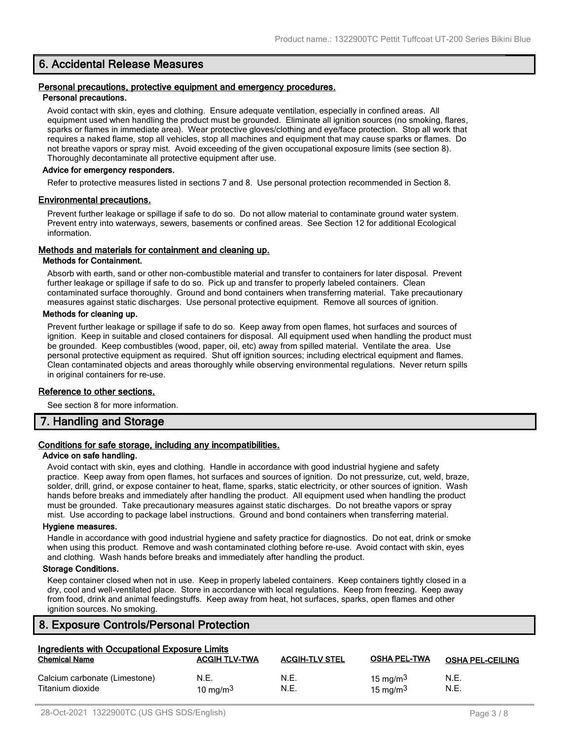## 6. Accidental Release Measures

### Personal precautions, protective equipment and emergency procedures.

#### Personal precautions.

Avoid contact with skin, eyes and clothing. Ensure adequate ventilation, especially in confined areas. All equipment used when handling the product must be grounded. Eliminate all ignition sources (no smoking, flares, sparks or flames in immediate area). Wear protective gloves/clothing and eye/face protection. Stop all work that requires a naked flame, stop all vehicles, stop all machines and equipment that may cause sparks or flames. Do not breathe vapors or spray mist. Avoid exceeding of the given occupational exposure limits (see section 8). Thoroughly decontaminate all protective equipment after use.

#### Advice for emergency responders.

Refer to protective measures listed in sections 7 and 8. Use personal protection recommended in Section 8.

### Environmental precautions.

Prevent further leakage or spillage if safe to do so. Do not allow material to contaminate ground water system. Prevent entry into waterways, sewers, basements or confined areas. See Section 12 for additional Ecological information.

### Methods and materials for containment and cleaning up.

#### Methods for Containment.

Absorb with earth, sand or other non-combustible material and transfer to containers for later disposal. Prevent further leakage or spillage if safe to do so. Pick up and transfer to properly labeled containers. Clean contaminated surface thoroughly. Ground and bond containers when transferring material. Take precautionary measures against static discharges. Use personal protective equipment. Remove all sources of ignition.

#### Methods for cleaning up.

Prevent further leakage or spillage if safe to do so. Keep away from open flames, hot surfaces and sources of ignition. Keep in suitable and closed containers for disposal. All equipment used when handling the product must be grounded. Keep combustibles (wood, paper, oil, etc) away from spilled material. Ventilate the area. Use personal protective equipment as required. Shut off ignition sources; including electrical equipment and flames. Clean contaminated objects and areas thoroughly while observing environmental regulations. Never return spills in original containers for re-use.

### Reference to other sections.

See section 8 for more information.

## 7. Handling and Storage

### Conditions for safe storage, including any incompatibilities.

#### Advice on safe handling.

Avoid contact with skin, eyes and clothing. Handle in accordance with good industrial hygiene and safety practice. Keep away from open flames, hot surfaces and sources of ignition. Do not pressurize, cut, weld, braze, solder, drill, grind, or expose container to heat, flame, sparks, static electricity, or other sources of ignition. Wash hands before breaks and immediately after handling the product. All equipment used when handling the product must be grounded. Take precautionary measures against static discharges. Do not breathe vapors or spray mist. Use according to package label instructions. Ground and bond containers when transferring material.

#### Hygiene measures.

Handle in accordance with good industrial hygiene and safety practice for diagnostics. Do not eat, drink or smoke when using this product. Remove and wash contaminated clothing before re-use. Avoid contact with skin, eyes and clothing. Wash hands before breaks and immediately after handling the product.

#### Storage Conditions.

Keep container closed when not in use. Keep in properly labeled containers. Keep containers tightly closed in a dry, cool and well-ventilated place. Store in accordance with local regulations. Keep from freezing. Keep away from food, drink and animal feedingstuffs. Keep away from heat, hot surfaces, sparks, open flames and other ignition sources. No smoking.

## 8. Exposure Controls/Personal Protection

### Ingredients with Occupational Exposure Limits

| Chemical Name | ACGIH TLV-TWA | ACGIH-TLV STEL | OSHA PEL-TWA | OSHA PEL-CEILING |
|---|---|---|---|---|
| Calcium carbonate (Limestone) | N.E. | N.E. | 15 mg/m$^3$ | N.E. |
| Titanium dioxide | 10 mg/m$^3$ | N.E. | 15 mg/m$^3$ | N.E. |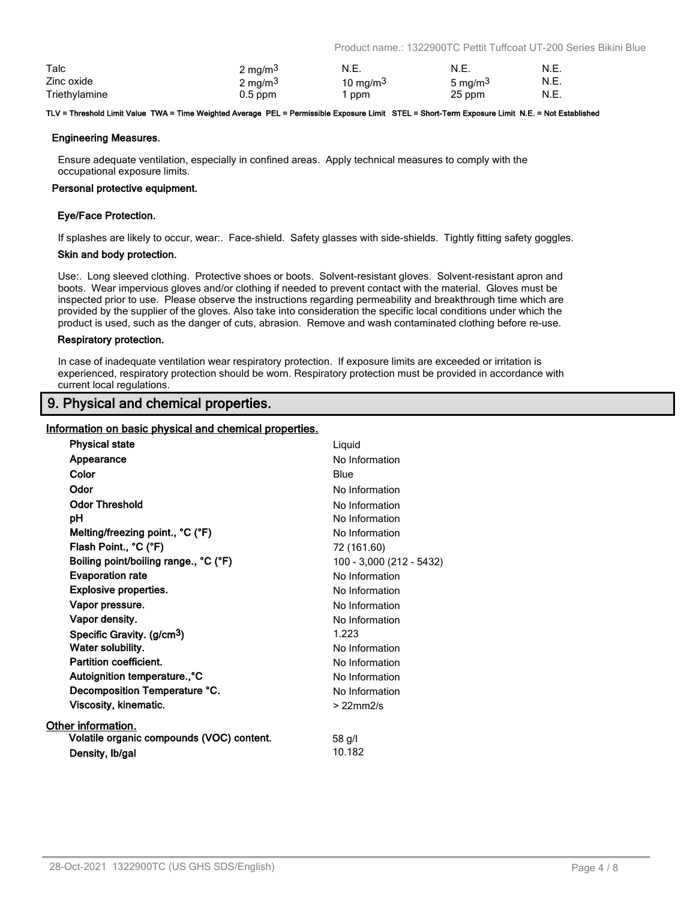| | | | | |
|---|---|---|---|---|
| Talc | 2 $mg/m^3$ | N.E. | N.E. | N.E. |
| Zinc oxide | 2 $mg/m^3$ | 10 $mg/m^3$ | 5 $mg/m^3$ | N.E. |
| Triethylamine | 0.5 ppm | 1 ppm | 25 ppm | N.E. |

**TLV = Threshold Limit Value TWA = Time Weighted Average PEL = Permissible Exposure Limit STEL = Short-Term Exposure Limit N.E. = Not Established**

#### Engineering Measures.

Ensure adequate ventilation, especially in confined areas. Apply technical measures to comply with the occupational exposure limits.

#### Personal protective equipment.

#### Eye/Face Protection.

If splashes are likely to occur, wear:. Face-shield. Safety glasses with side-shields. Tightly fitting safety goggles.

#### Skin and body protection.

Use:. Long sleeved clothing. Protective shoes or boots. Solvent-resistant gloves. Solvent-resistant apron and boots. Wear impervious gloves and/or clothing if needed to prevent contact with the material. Gloves must be inspected prior to use. Please observe the instructions regarding permeability and breakthrough time which are provided by the supplier of the gloves. Also take into consideration the specific local conditions under which the product is used, such as the danger of cuts, abrasion. Remove and wash contaminated clothing before re-use.

#### Respiratory protection.

In case of inadequate ventilation wear respiratory protection. If exposure limits are exceeded or irritation is experienced, respiratory protection should be worn. Respiratory protection must be provided in accordance with current local regulations.

## 9. Physical and chemical properties.

### Information on basic physical and chemical properties.

| | |
|---|---|
| **Physical state** | Liquid |
| **Appearance** | No Information |
| **Color** | Blue |
| **Odor** | No Information |
| **Odor Threshold** | No Information |
| **pH** | No Information |
| **Melting/freezing point., °C (°F)** | No Information |
| **Flash Point., °C (°F)** | 72 (161.60) |
| **Boiling point/boiling range., °C (°F)** | 100 - 3,000 (212 - 5432) |
| **Evaporation rate** | No Information |
| **Explosive properties.** | No Information |
| **Vapor pressure.** | No Information |
| **Vapor density.** | No Information |
| **Specific Gravity. ($g/cm^3$)** | 1.223 |
| **Water solubility.** | No Information |
| **Partition coefficient.** | No Information |
| **Autoignition temperature.,°C** | No Information |
| **Decomposition Temperature °C.** | No Information |
| **Viscosity, kinematic.** | > 22mm2/s |

### Other information.

| | |
|---|---|
| **Volatile organic compounds (VOC) content.** | 58 g/l |
| **Density, lb/gal** | 10.182 |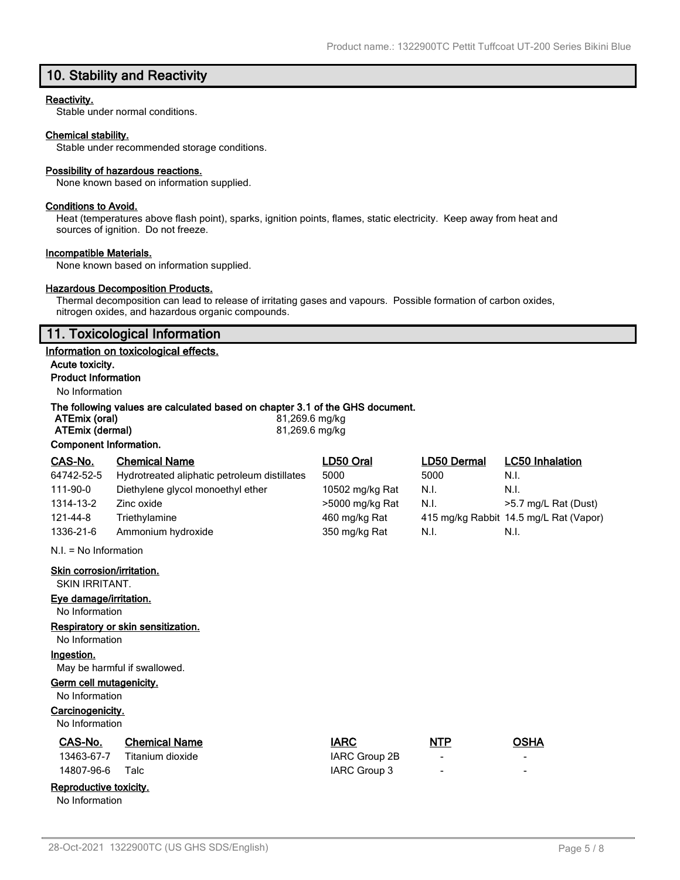## 10. Stability and Reactivity

**Reactivity.**
Stable under normal conditions.

**Chemical stability.**
Stable under recommended storage conditions.

**Possibility of hazardous reactions.**
None known based on information supplied.

**Conditions to Avoid.**
Heat (temperatures above flash point), sparks, ignition points, flames, static electricity. Keep away from heat and sources of ignition. Do not freeze.

**Incompatible Materials.**
None known based on information supplied.

**Hazardous Decomposition Products.**
Thermal decomposition can lead to release of irritating gases and vapours. Possible formation of carbon oxides, nitrogen oxides, and hazardous organic compounds.

## 11. Toxicological Information

**Information on toxicological effects.**

**Acute toxicity.**

**Product Information**

No Information

**The following values are calculated based on chapter 3.1 of the GHS document.**

| | |
|---|---|
| **ATEmix (oral)** | 81,269.6 mg/kg |
| **ATEmix (dermal)** | 81,269.6 mg/kg |

**Component Information.**

| CAS-No. | Chemical Name | LD50 Oral | LD50 Dermal | LC50 Inhalation |
|---|---|---|---|---|
| 64742-52-5 | Hydrotreated aliphatic petroleum distillates | 5000 | 5000 | N.I. |
| 111-90-0 | Diethylene glycol monoethyl ether | 10502 mg/kg Rat | N.I. | N.I. |
| 1314-13-2 | Zinc oxide | >5000 mg/kg Rat | N.I. | >5.7 mg/L Rat (Dust) |
| 121-44-8 | Triethylamine | 460 mg/kg Rat | 415 mg/kg Rabbit | 14.5 mg/L Rat (Vapor) |
| 1336-21-6 | Ammonium hydroxide | 350 mg/kg Rat | N.I. | N.I. |

N.I. = No Information

**Skin corrosion/irritation.**
SKIN IRRITANT.

**Eye damage/irritation.**
No Information

**Respiratory or skin sensitization.**
No Information

**Ingestion.**
May be harmful if swallowed.

**Germ cell mutagenicity.**
No Information

**Carcinogenicity.**
No Information

| CAS-No. | Chemical Name | IARC | NTP | OSHA |
|---|---|---|---|---|
| 13463-67-7 | Titanium dioxide | IARC Group 2B | - | - |
| 14807-96-6 | Talc | IARC Group 3 | - | - |

**Reproductive toxicity.**
No Information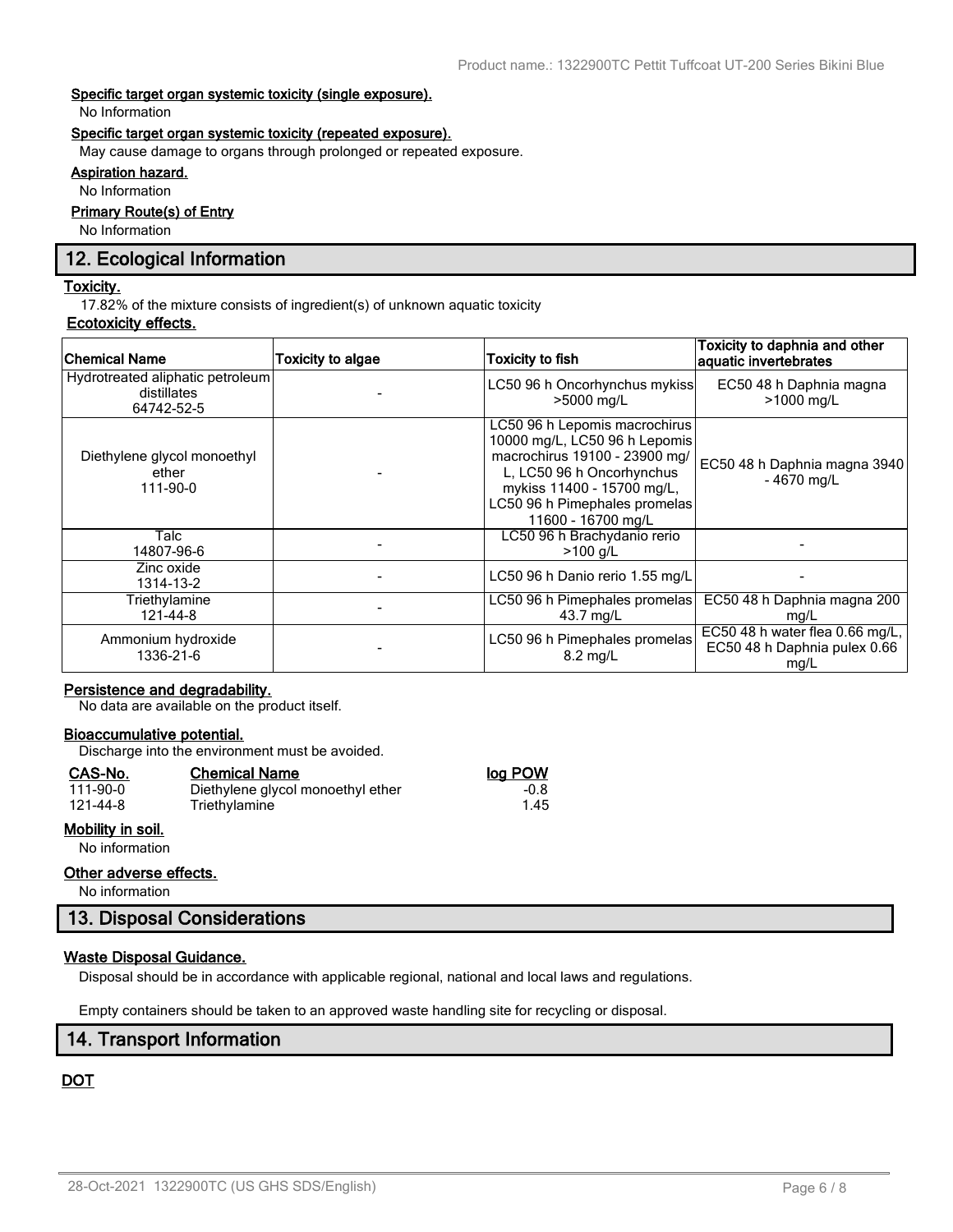**Specific target organ systemic toxicity (single exposure).**

No Information

**Specific target organ systemic toxicity (repeated exposure).**

May cause damage to organs through prolonged or repeated exposure.

**Aspiration hazard.**

No Information

**Primary Route(s) of Entry**

No Information

## 12. Ecological Information

**Toxicity.**

17.82% of the mixture consists of ingredient(s) of unknown aquatic toxicity

**Ecotoxicity effects.**

| Chemical Name | Toxicity to algae | Toxicity to fish | Toxicity to daphnia and other aquatic invertebrates |
|---|---|---|---|
| Hydrotreated aliphatic petroleum distillates 64742-52-5 | - | LC50 96 h Oncorhynchus mykiss >5000 mg/L | EC50 48 h Daphnia magna >1000 mg/L |
| Diethylene glycol monoethyl ether 111-90-0 | - | LC50 96 h Lepomis macrochirus 10000 mg/L, LC50 96 h Lepomis macrochirus 19100 - 23900 mg/L, LC50 96 h Oncorhynchus mykiss 11400 - 15700 mg/L, LC50 96 h Pimephales promelas 11600 - 16700 mg/L | EC50 48 h Daphnia magna 3940 - 4670 mg/L |
| Talc 14807-96-6 | - | LC50 96 h Brachydanio rerio >100 g/L | - |
| Zinc oxide 1314-13-2 | - | LC50 96 h Danio rerio 1.55 mg/L | - |
| Triethylamine 121-44-8 | - | LC50 96 h Pimephales promelas 43.7 mg/L | EC50 48 h Daphnia magna 200 mg/L |
| Ammonium hydroxide 1336-21-6 | - | LC50 96 h Pimephales promelas 8.2 mg/L | EC50 48 h water flea 0.66 mg/L, EC50 48 h Daphnia pulex 0.66 mg/L |

**Persistence and degradability.**

No data are available on the product itself.

**Bioaccumulative potential.**

Discharge into the environment must be avoided.

| CAS-No. | Chemical Name | log POW |
|---|---|---|
| 111-90-0 | Diethylene glycol monoethyl ether | -0.8 |
| 121-44-8 | Triethylamine | 1.45 |

**Mobility in soil.**

No information

**Other adverse effects.**

No information

## 13. Disposal Considerations

**Waste Disposal Guidance.**

Disposal should be in accordance with applicable regional, national and local laws and regulations.

Empty containers should be taken to an approved waste handling site for recycling or disposal.

## 14. Transport Information

**DOT**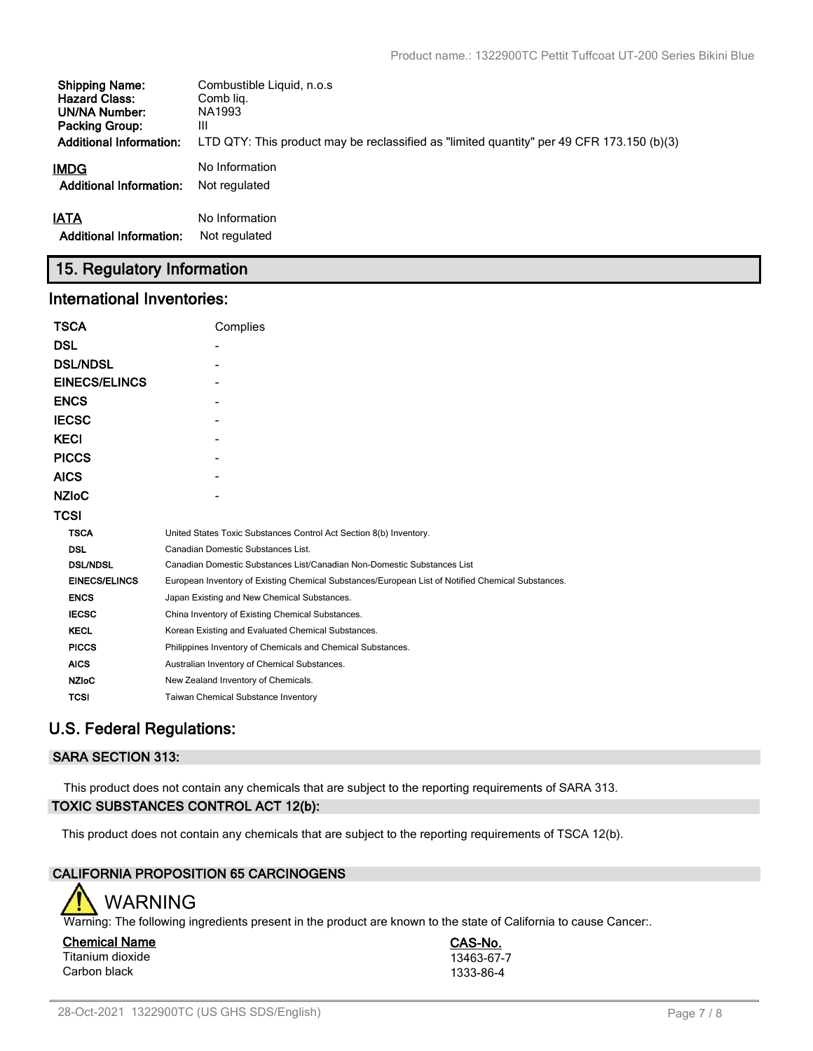| | |
|---|---|
| **Shipping Name:** | Combustible Liquid, n.o.s |
| **Hazard Class:** | Comb liq. |
| **UN/NA Number:** | NA1993 |
| **Packing Group:** | III |
| **Additional Information:** | LTD QTY: This product may be reclassified as "limited quantity" per 49 CFR 173.150 (b)(3) |

**IMDG** No Information

**Additional Information:** Not regulated

**IATA** No Information

**Additional Information:** Not regulated

## 15. Regulatory Information

### International Inventories:

| | |
|---|---|
| **TSCA** | Complies |
| **DSL** | - |
| **DSL/NDSL** | - |
| **EINECS/ELINCS** | - |
| **ENCS** | - |
| **IECSC** | - |
| **KECI** | - |
| **PICCS** | - |
| **AICS** | - |
| **NZIoC** | - |
| **TCSI** | |

| | |
|---|---|
| **TSCA** | United States Toxic Substances Control Act Section 8(b) Inventory. |
| **DSL** | Canadian Domestic Substances List. |
| **DSL/NDSL** | Canadian Domestic Substances List/Canadian Non-Domestic Substances List |
| **EINECS/ELINCS** | European Inventory of Existing Chemical Substances/European List of Notified Chemical Substances. |
| **ENCS** | Japan Existing and New Chemical Substances. |
| **IECSC** | China Inventory of Existing Chemical Substances. |
| **KECL** | Korean Existing and Evaluated Chemical Substances. |
| **PICCS** | Philippines Inventory of Chemicals and Chemical Substances. |
| **AICS** | Australian Inventory of Chemical Substances. |
| **NZIoC** | New Zealand Inventory of Chemicals. |
| **TCSI** | Taiwan Chemical Substance Inventory |

### U.S. Federal Regulations:

**SARA SECTION 313:**

This product does not contain any chemicals that are subject to the reporting requirements of SARA 313.

**TOXIC SUBSTANCES CONTROL ACT 12(b):**

This product does not contain any chemicals that are subject to the reporting requirements of TSCA 12(b).

**CALIFORNIA PROPOSITION 65 CARCINOGENS**

WARNING

Warning: The following ingredients present in the product are known to the state of California to cause Cancer:.

| Chemical Name | CAS-No. |
|---|---|
| Titanium dioxide | 13463-67-7 |
| Carbon black | 1333-86-4 |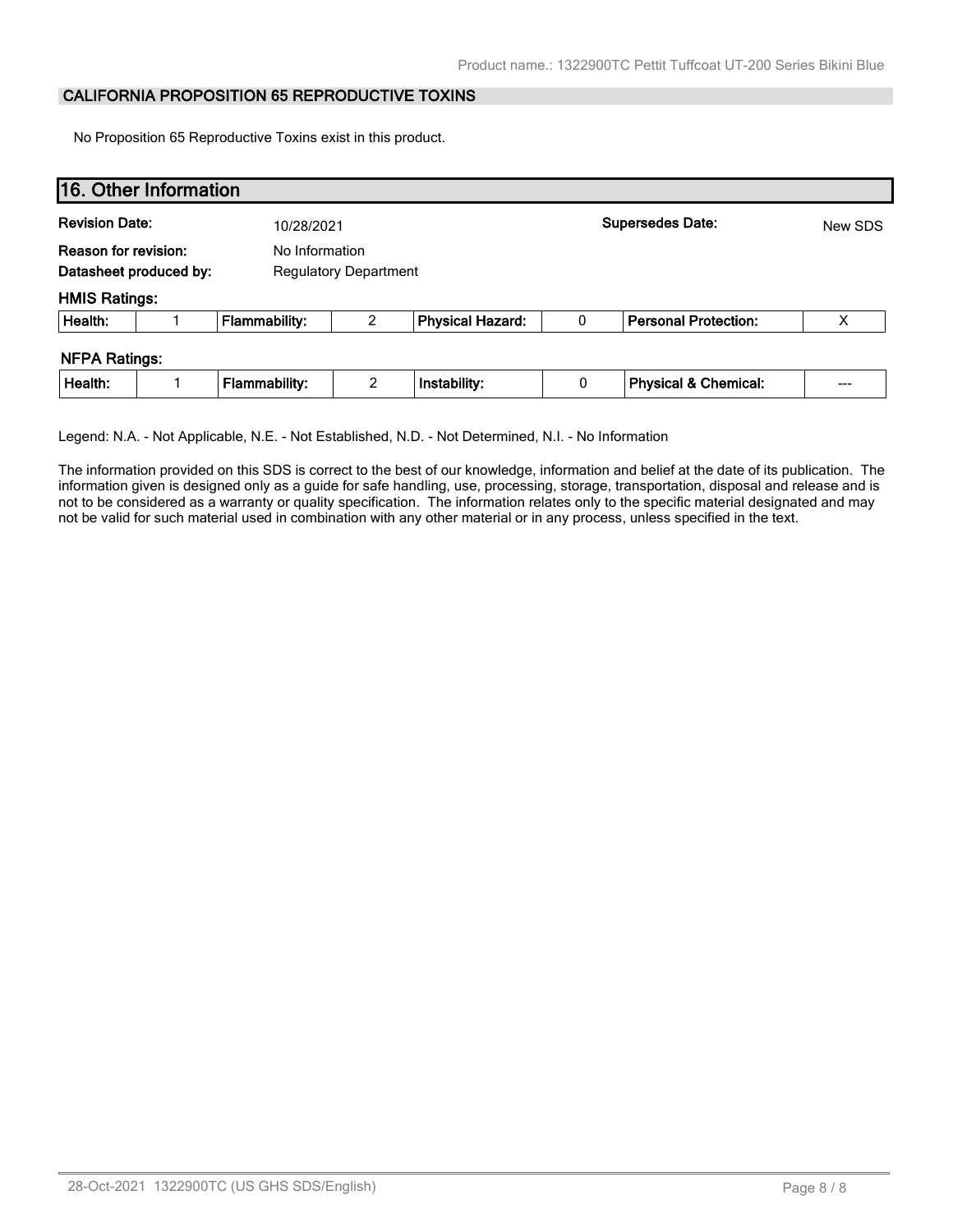## CALIFORNIA PROPOSITION 65 REPRODUCTIVE TOXINS

No Proposition 65 Reproductive Toxins exist in this product.

## 16. Other Information

**Revision Date:** 10/28/2021 **Supersedes Date:** New SDS

**Reason for revision:** No Information

**Datasheet produced by:** Regulatory Department

**HMIS Ratings:**

| | | | | | | | |
|---|---|---|---|---|---|---|---|
| **Health:** | 1 | **Flammability:** | 2 | **Physical Hazard:** | 0 | **Personal Protection:** | X |

**NFPA Ratings:**

| | | | | | | | |
|---|---|---|---|---|---|---|---|
| **Health:** | 1 | **Flammability:** | 2 | **Instability:** | 0 | **Physical & Chemical:** | --- |

Legend: N.A. - Not Applicable, N.E. - Not Established, N.D. - Not Determined, N.I. - No Information

The information provided on this SDS is correct to the best of our knowledge, information and belief at the date of its publication. The information given is designed only as a guide for safe handling, use, processing, storage, transportation, disposal and release and is not to be considered as a warranty or quality specification. The information relates only to the specific material designated and may not be valid for such material used in combination with any other material or in any process, unless specified in the text.